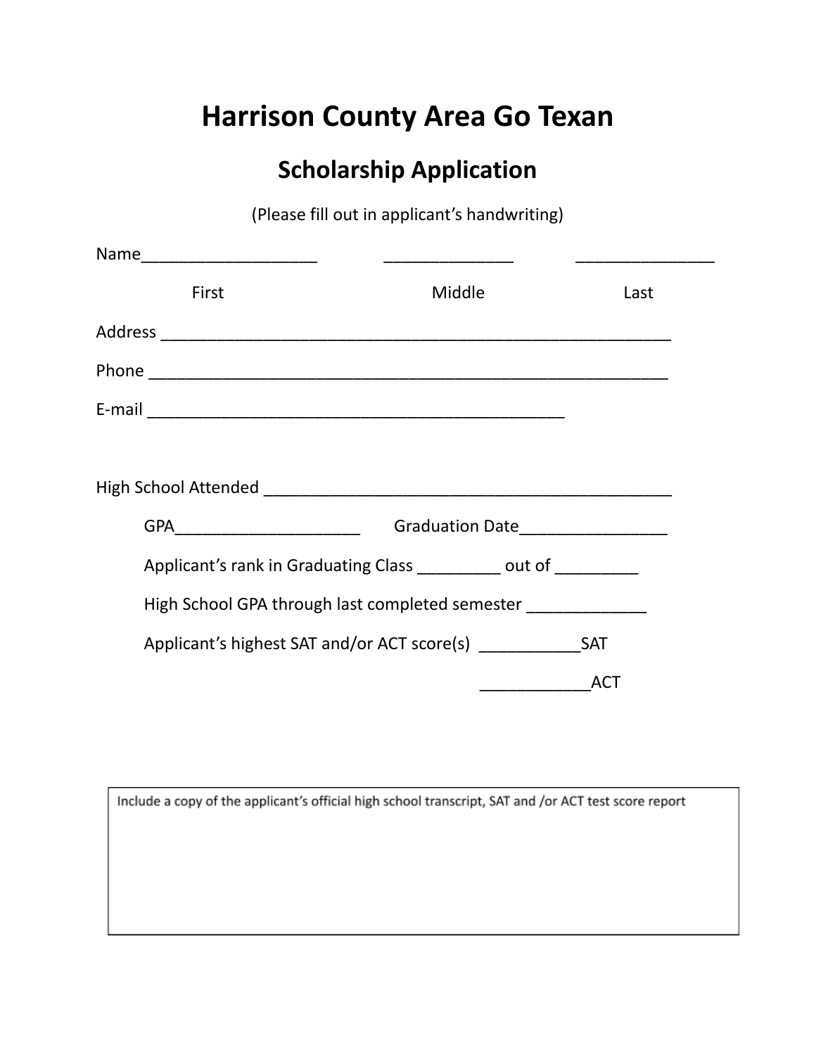# Harrison County Area Go Texan

## Scholarship Application

(Please fill out in applicant's handwriting)

Name___________________ ______________ _______________

First Middle Last

Address _______________________________________________________

Phone ________________________________________________________

E-mail _____________________________________________

High School Attended ____________________________________________

GPA____________________ Graduation Date________________

Applicant's rank in Graduating Class _________ out of _________

High School GPA through last completed semester _____________

Applicant's highest SAT and/or ACT score(s) ___________SAT

____________ACT

Include a copy of the applicant's official high school transcript, SAT and /or ACT test score report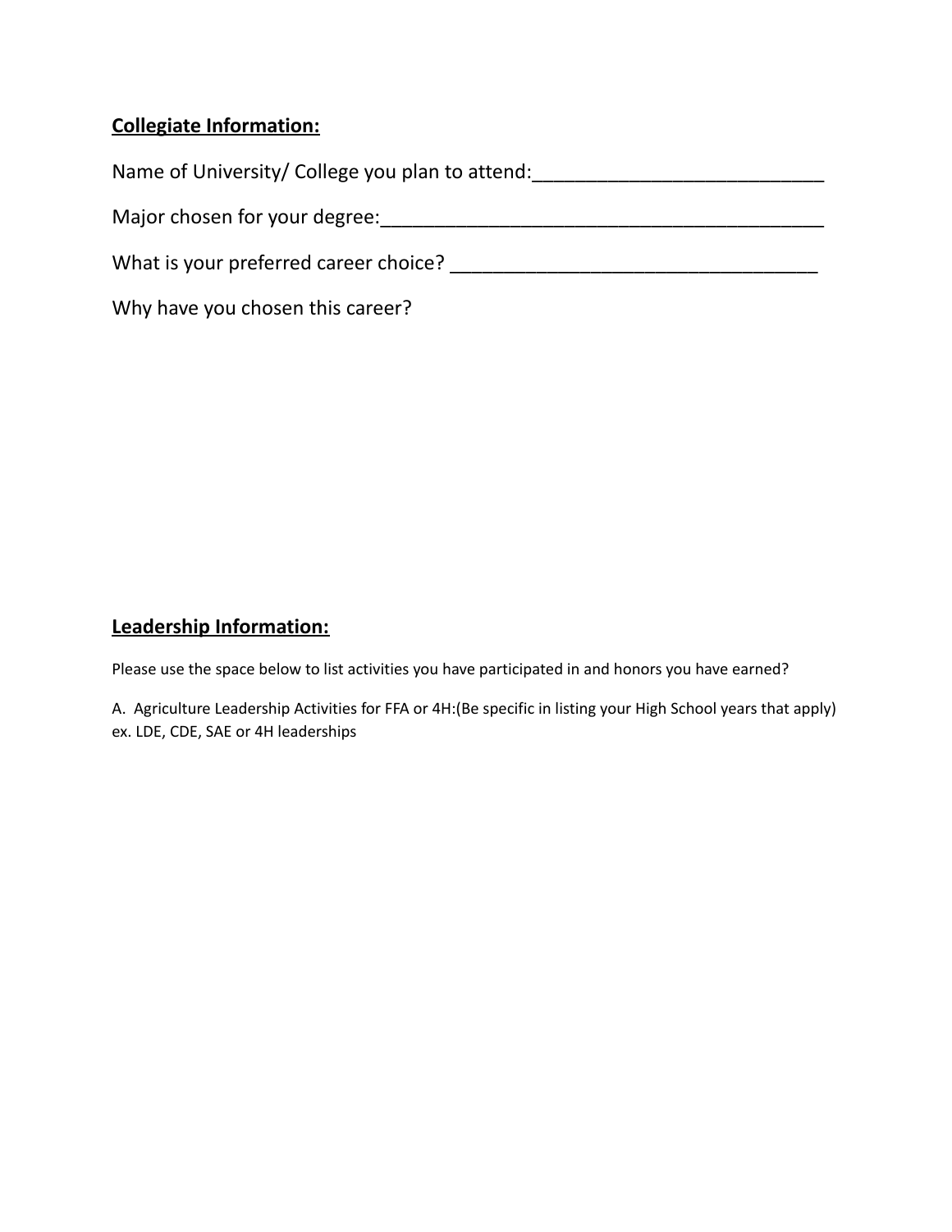**<u>Collegiate Information:</u>**

Name of University/ College you plan to attend:___________________________

Major chosen for your degree:_________________________________________

What is your preferred career choice? __________________________________

Why have you chosen this career?

**<u>Leadership Information:</u>**

Please use the space below to list activities you have participated in and honors you have earned?

A. Agriculture Leadership Activities for FFA or 4H:(Be specific in listing your High School years that apply) ex. LDE, CDE, SAE or 4H leaderships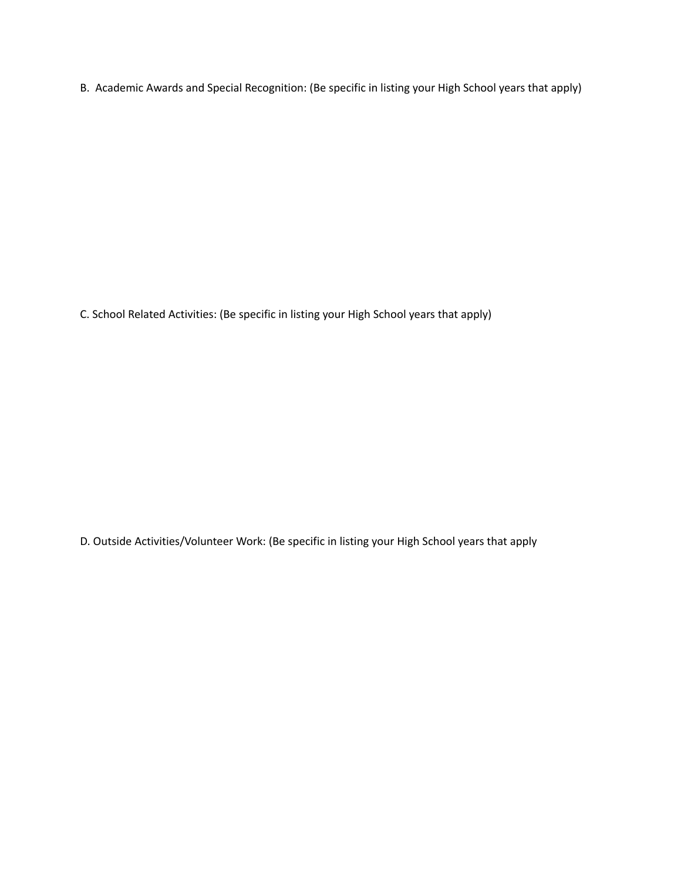B. Academic Awards and Special Recognition: (Be specific in listing your High School years that apply)

C. School Related Activities: (Be specific in listing your High School years that apply)

D. Outside Activities/Volunteer Work: (Be specific in listing your High School years that apply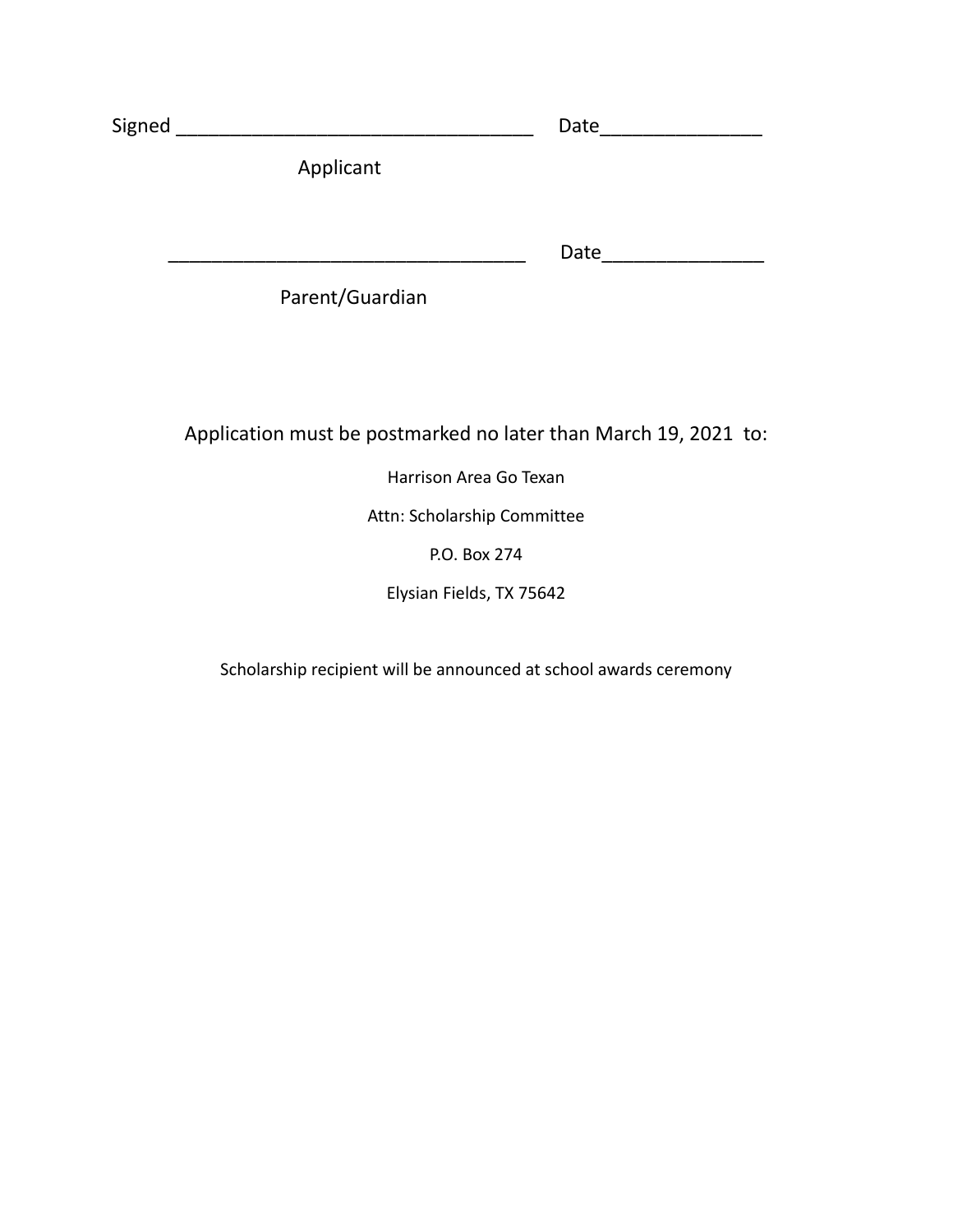Signed _________________________________ Date_______________

Applicant

_________________________________ Date_______________

Parent/Guardian

Application must be postmarked no later than March 19, 2021 to:

Harrison Area Go Texan

Attn: Scholarship Committee

P.O. Box 274

Elysian Fields, TX 75642

Scholarship recipient will be announced at school awards ceremony